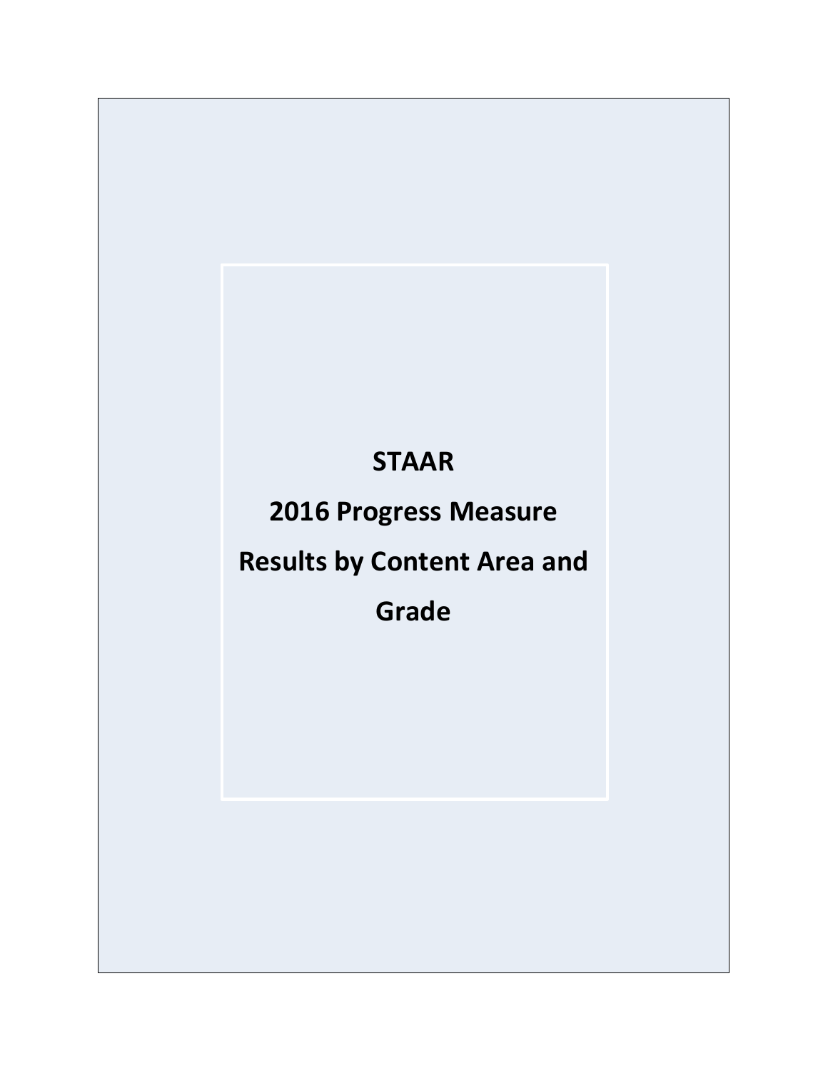# STAAR

# 2016 Progress Measure

# Results by Content Area and Grade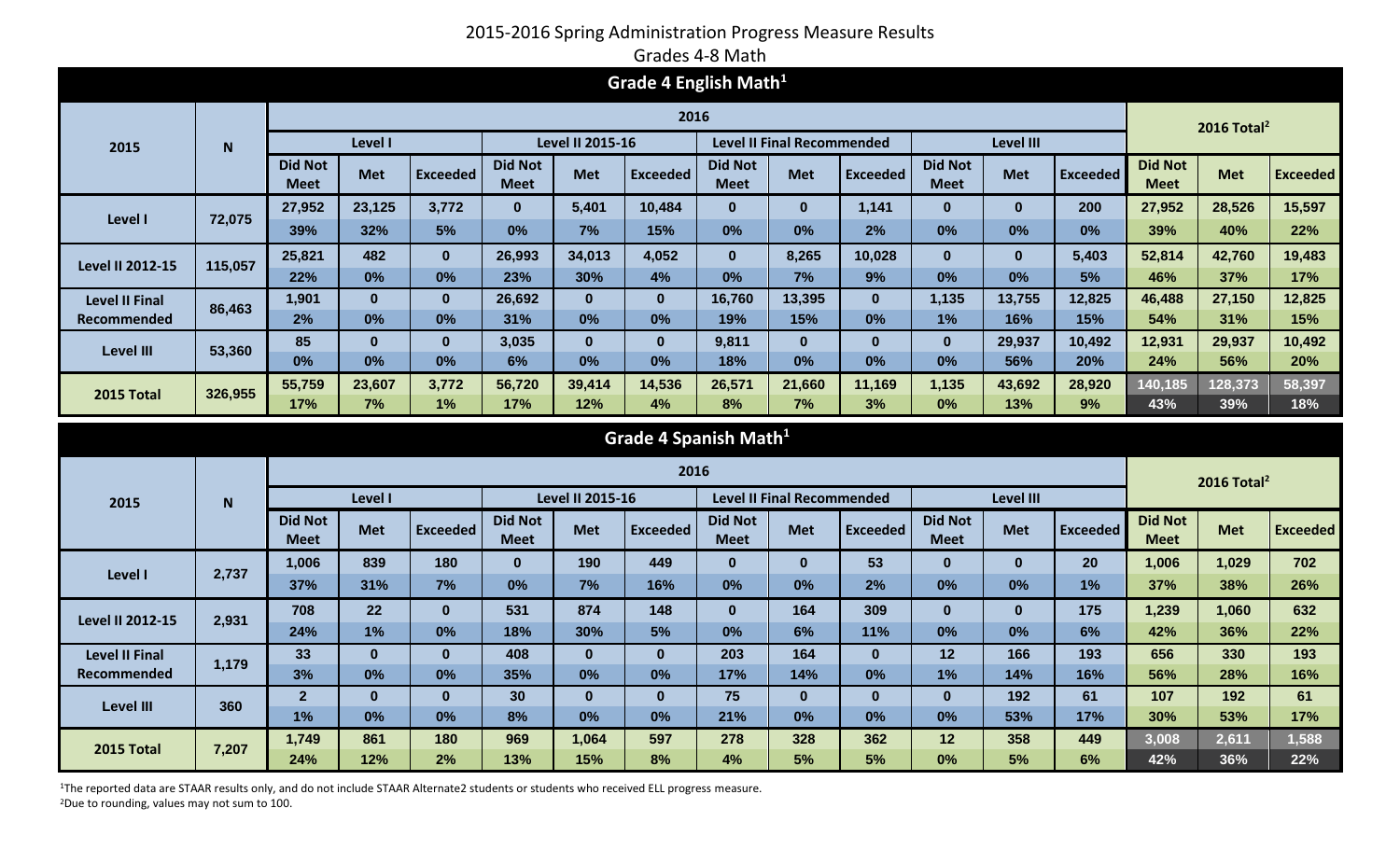# 2015-2016 Spring Administration Progress Measure Results
## Grades 4-8 Math

### Grade 4 English Math[1]

| 2015 | N | 2016 | | | | | | | | | | | | 2016 Total[2] | | |
|---|---|---|---|---|---|---|---|---|---|---|---|---|---|---|---|---|
| | | Level I | | | Level II 2015-16 | | | Level II Final Recommended | | | Level III | | | | | |
| | | Did Not Meet | Met | Exceeded | Did Not Meet | Met | Exceeded | Did Not Meet | Met | Exceeded | Did Not Meet | Met | Exceeded | Did Not Meet | Met | Exceeded |
| Level I | 72,075 | 27,952 | 23,125 | 3,772 | 0 | 5,401 | 10,484 | 0 | 0 | 1,141 | 0 | 0 | 200 | 27,952 | 28,526 | 15,597 |
| | | 39% | 32% | 5% | 0% | 7% | 15% | 0% | 0% | 2% | 0% | 0% | 0% | 39% | 40% | 22% |
| Level II 2012-15 | 115,057 | 25,821 | 482 | 0 | 26,993 | 34,013 | 4,052 | 0 | 8,265 | 10,028 | 0 | 0 | 5,403 | 52,814 | 42,760 | 19,483 |
| | | 22% | 0% | 0% | 23% | 30% | 4% | 0% | 7% | 9% | 0% | 0% | 5% | 46% | 37% | 17% |
| Level II Final Recommended | 86,463 | 1,901 | 0 | 0 | 26,692 | 0 | 0 | 16,760 | 13,395 | 0 | 1,135 | 13,755 | 12,825 | 46,488 | 27,150 | 12,825 |
| | | 2% | 0% | 0% | 31% | 0% | 0% | 19% | 15% | 0% | 1% | 16% | 15% | 54% | 31% | 15% |
| Level III | 53,360 | 85 | 0 | 0 | 3,035 | 0 | 0 | 9,811 | 0 | 0 | 0 | 29,937 | 10,492 | 12,931 | 29,937 | 10,492 |
| | | 0% | 0% | 0% | 6% | 0% | 0% | 18% | 0% | 0% | 0% | 56% | 20% | 24% | 56% | 20% |
| 2015 Total | 326,955 | 55,759 | 23,607 | 3,772 | 56,720 | 39,414 | 14,536 | 26,571 | 21,660 | 11,169 | 1,135 | 43,692 | 28,920 | 140,185 | 128,373 | 58,397 |
| | | 17% | 7% | 1% | 17% | 12% | 4% | 8% | 7% | 3% | 0% | 13% | 9% | 43% | 39% | 18% |

### Grade 4 Spanish Math[1]

| 2015 | N | 2016 | | | | | | | | | | | | 2016 Total[2] | | |
|---|---|---|---|---|---|---|---|---|---|---|---|---|---|---|---|---|
| | | Level I | | | Level II 2015-16 | | | Level II Final Recommended | | | Level III | | | | | |
| | | Did Not Meet | Met | Exceeded | Did Not Meet | Met | Exceeded | Did Not Meet | Met | Exceeded | Did Not Meet | Met | Exceeded | Did Not Meet | Met | Exceeded |
| Level I | 2,737 | 1,006 | 839 | 180 | 0 | 190 | 449 | 0 | 0 | 53 | 0 | 0 | 20 | 1,006 | 1,029 | 702 |
| | | 37% | 31% | 7% | 0% | 7% | 16% | 0% | 0% | 2% | 0% | 0% | 1% | 37% | 38% | 26% |
| Level II 2012-15 | 2,931 | 708 | 22 | 0 | 531 | 874 | 148 | 0 | 164 | 309 | 0 | 0 | 175 | 1,239 | 1,060 | 632 |
| | | 24% | 1% | 0% | 18% | 30% | 5% | 0% | 6% | 11% | 0% | 0% | 6% | 42% | 36% | 22% |
| Level II Final Recommended | 1,179 | 33 | 0 | 0 | 408 | 0 | 0 | 203 | 164 | 0 | 12 | 166 | 193 | 656 | 330 | 193 |
| | | 3% | 0% | 0% | 35% | 0% | 0% | 17% | 14% | 0% | 1% | 14% | 16% | 56% | 28% | 16% |
| Level III | 360 | 2 | 0 | 0 | 30 | 0 | 0 | 75 | 0 | 0 | 0 | 192 | 61 | 107 | 192 | 61 |
| | | 1% | 0% | 0% | 8% | 0% | 0% | 21% | 0% | 0% | 0% | 53% | 17% | 30% | 53% | 17% |
| 2015 Total | 7,207 | 1,749 | 861 | 180 | 969 | 1,064 | 597 | 278 | 328 | 362 | 12 | 358 | 449 | 3,008 | 2,611 | 1,588 |
| | | 24% | 12% | 2% | 13% | 15% | 8% | 4% | 5% | 5% | 0% | 5% | 6% | 42% | 36% | 22% |

[1]The reported data are STAAR results only, and do not include STAAR Alternate2 students or students who received ELL progress measure.

[2]Due to rounding, values may not sum to 100.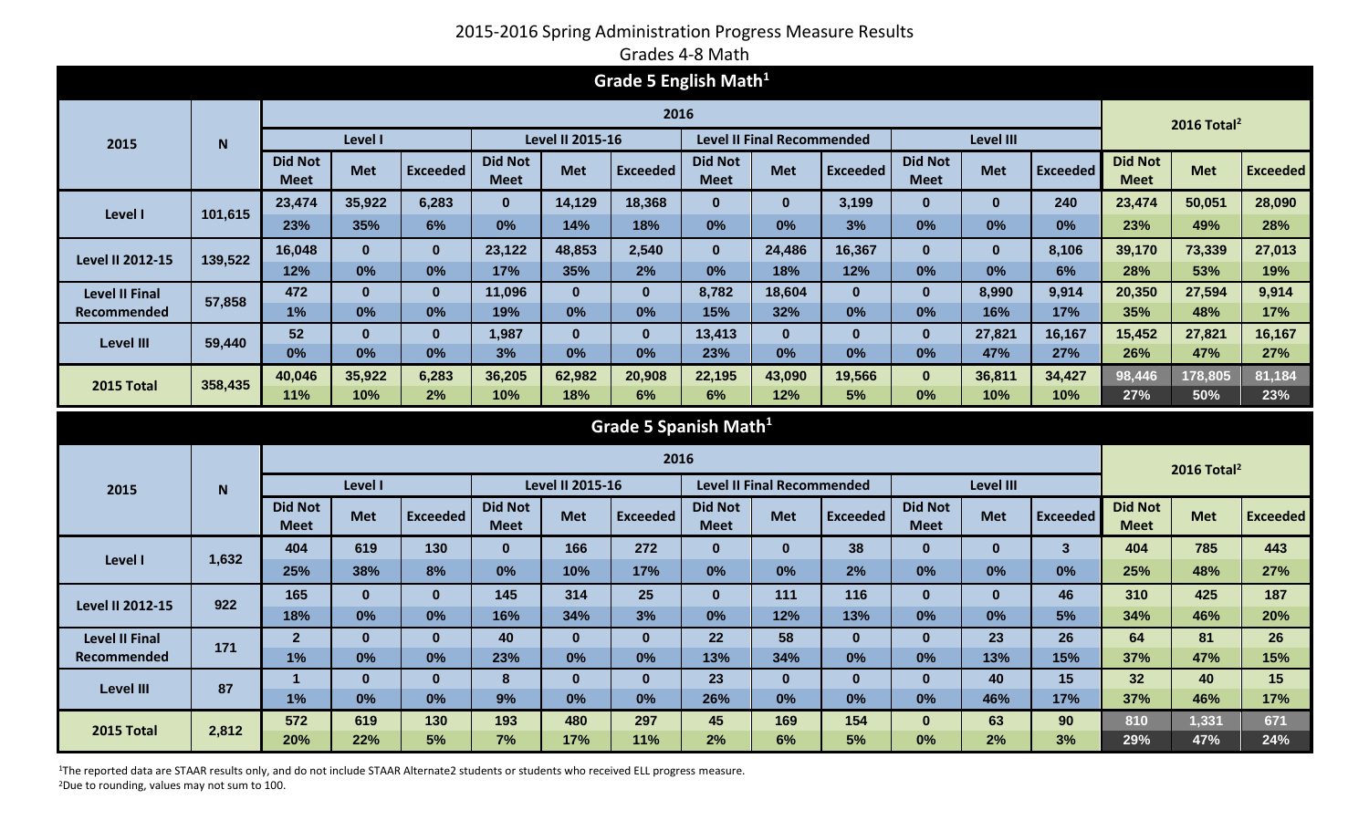# 2015-2016 Spring Administration Progress Measure Results

## Grades 4-8 Math

### Grade 5 English Math[1]

| 2015 | N | 2016 | | | | | | | | | | | | 2016 Total[2] | | |
|---|---|---|---|---|---|---|---|---|---|---|---|---|---|---|---|---|
| | | Level I | | | Level II 2015-16 | | | Level II Final Recommended | | | Level III | | | | | |
| | | Did Not Meet | Met | Exceeded | Did Not Meet | Met | Exceeded | Did Not Meet | Met | Exceeded | Did Not Meet | Met | Exceeded | Did Not Meet | Met | Exceeded |
| Level I | 101,615 | 23,474 | 35,922 | 6,283 | 0 | 14,129 | 18,368 | 0 | 0 | 3,199 | 0 | 0 | 240 | 23,474 | 50,051 | 28,090 |
| | | 23% | 35% | 6% | 0% | 14% | 18% | 0% | 0% | 3% | 0% | 0% | 0% | 23% | 49% | 28% |
| Level II 2012-15 | 139,522 | 16,048 | 0 | 0 | 23,122 | 48,853 | 2,540 | 0 | 24,486 | 16,367 | 0 | 0 | 8,106 | 39,170 | 73,339 | 27,013 |
| | | 12% | 0% | 0% | 17% | 35% | 2% | 0% | 18% | 12% | 0% | 0% | 6% | 28% | 53% | 19% |
| Level II Final Recommended | 57,858 | 472 | 0 | 0 | 11,096 | 0 | 0 | 8,782 | 18,604 | 0 | 0 | 8,990 | 9,914 | 20,350 | 27,594 | 9,914 |
| | | 1% | 0% | 0% | 19% | 0% | 0% | 15% | 32% | 0% | 0% | 16% | 17% | 35% | 48% | 17% |
| Level III | 59,440 | 52 | 0 | 0 | 1,987 | 0 | 0 | 13,413 | 0 | 0 | 0 | 27,821 | 16,167 | 15,452 | 27,821 | 16,167 |
| | | 0% | 0% | 0% | 3% | 0% | 0% | 23% | 0% | 0% | 0% | 47% | 27% | 26% | 47% | 27% |
| 2015 Total | 358,435 | 40,046 | 35,922 | 6,283 | 36,205 | 62,982 | 20,908 | 22,195 | 43,090 | 19,566 | 0 | 36,811 | 34,427 | 98,446 | 178,805 | 81,184 |
| | | 11% | 10% | 2% | 10% | 18% | 6% | 6% | 12% | 5% | 0% | 10% | 10% | 27% | 50% | 23% |

### Grade 5 Spanish Math[1]

| 2015 | N | 2016 | | | | | | | | | | | | 2016 Total[2] | | |
|---|---|---|---|---|---|---|---|---|---|---|---|---|---|---|---|---|
| | | Level I | | | Level II 2015-16 | | | Level II Final Recommended | | | Level III | | | | | |
| | | Did Not Meet | Met | Exceeded | Did Not Meet | Met | Exceeded | Did Not Meet | Met | Exceeded | Did Not Meet | Met | Exceeded | Did Not Meet | Met | Exceeded |
| Level I | 1,632 | 404 | 619 | 130 | 0 | 166 | 272 | 0 | 0 | 38 | 0 | 0 | 3 | 404 | 785 | 443 |
| | | 25% | 38% | 8% | 0% | 10% | 17% | 0% | 0% | 2% | 0% | 0% | 0% | 25% | 48% | 27% |
| Level II 2012-15 | 922 | 165 | 0 | 0 | 145 | 314 | 25 | 0 | 111 | 116 | 0 | 0 | 46 | 310 | 425 | 187 |
| | | 18% | 0% | 0% | 16% | 34% | 3% | 0% | 12% | 13% | 0% | 0% | 5% | 34% | 46% | 20% |
| Level II Final Recommended | 171 | 2 | 0 | 0 | 40 | 0 | 0 | 22 | 58 | 0 | 0 | 23 | 26 | 64 | 81 | 26 |
| | | 1% | 0% | 0% | 23% | 0% | 0% | 13% | 34% | 0% | 0% | 13% | 15% | 37% | 47% | 15% |
| Level III | 87 | 1 | 0 | 0 | 8 | 0 | 0 | 23 | 0 | 0 | 0 | 40 | 15 | 32 | 40 | 15 |
| | | 1% | 0% | 0% | 9% | 0% | 0% | 26% | 0% | 0% | 0% | 46% | 17% | 37% | 46% | 17% |
| 2015 Total | 2,812 | 572 | 619 | 130 | 193 | 480 | 297 | 45 | 169 | 154 | 0 | 63 | 90 | 810 | 1,331 | 671 |
| | | 20% | 22% | 5% | 7% | 17% | 11% | 2% | 6% | 5% | 0% | 2% | 3% | 29% | 47% | 24% |

[1]The reported data are STAAR results only, and do not include STAAR Alternate2 students or students who received ELL progress measure.
[2]Due to rounding, values may not sum to 100.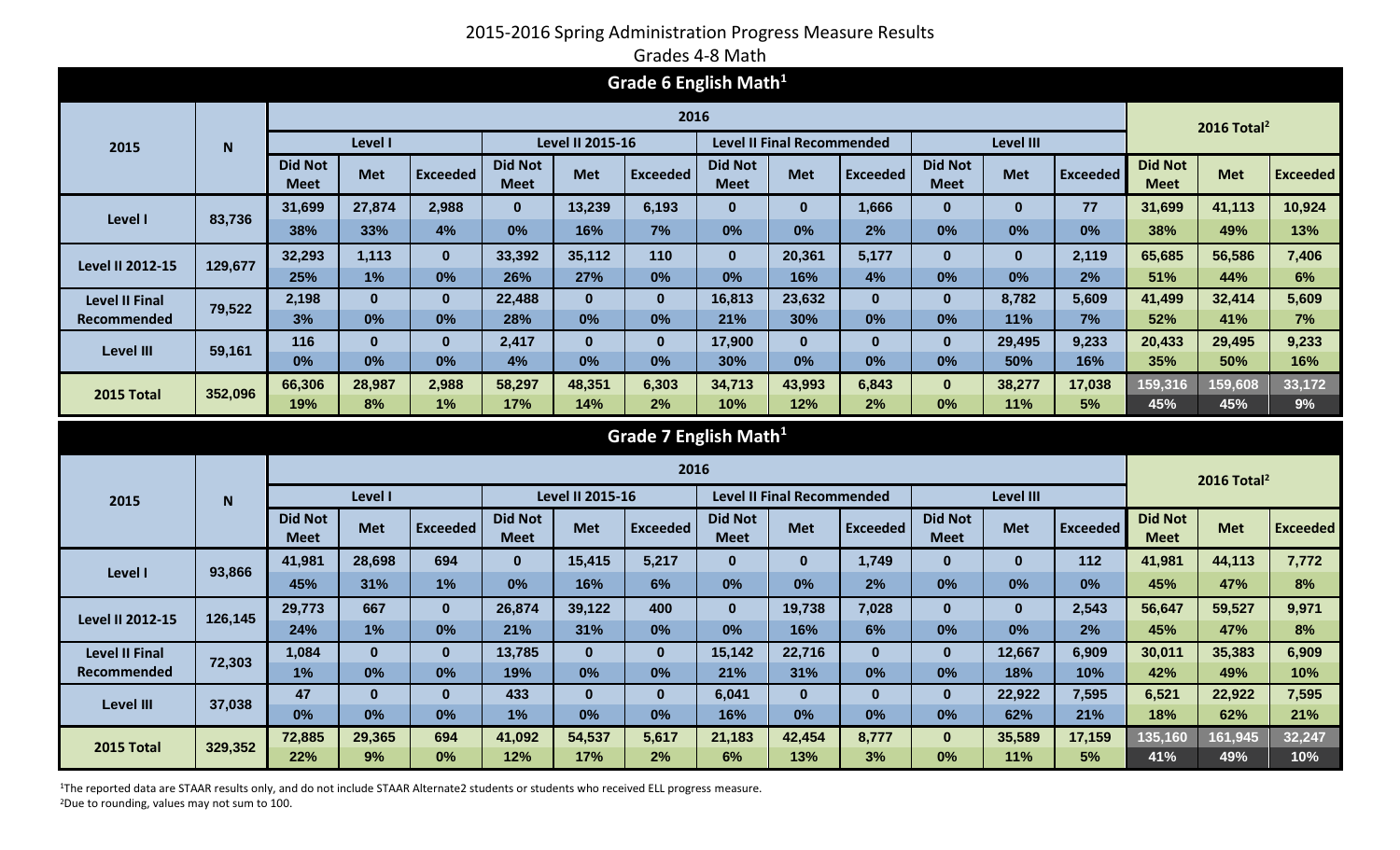# 2015-2016 Spring Administration Progress Measure Results

## Grades 4-8 Math

### Grade 6 English Math[1]

| 2015 | N | 2016 | | | | | | | | | | | | 2016 Total[2] | | |
|---|---|---|---|---|---|---|---|---|---|---|---|---|---|---|---|---|
| | | Level I | | | Level II 2015-16 | | | Level II Final Recommended | | | Level III | | | | | |
| | | Did Not Meet | Met | Exceeded | Did Not Meet | Met | Exceeded | Did Not Meet | Met | Exceeded | Did Not Meet | Met | Exceeded | Did Not Meet | Met | Exceeded |
| Level I | 83,736 | 31,699 | 27,874 | 2,988 | 0 | 13,239 | 6,193 | 0 | 0 | 1,666 | 0 | 0 | 77 | 31,699 | 41,113 | 10,924 |
| | | 38% | 33% | 4% | 0% | 16% | 7% | 0% | 0% | 2% | 0% | 0% | 0% | 38% | 49% | 13% |
| Level II 2012-15 | 129,677 | 32,293 | 1,113 | 0 | 33,392 | 35,112 | 110 | 0 | 20,361 | 5,177 | 0 | 0 | 2,119 | 65,685 | 56,586 | 7,406 |
| | | 25% | 1% | 0% | 26% | 27% | 0% | 0% | 16% | 4% | 0% | 0% | 2% | 51% | 44% | 6% |
| Level II Final Recommended | 79,522 | 2,198 | 0 | 0 | 22,488 | 0 | 0 | 16,813 | 23,632 | 0 | 0 | 8,782 | 5,609 | 41,499 | 32,414 | 5,609 |
| | | 3% | 0% | 0% | 28% | 0% | 0% | 21% | 30% | 0% | 0% | 11% | 7% | 52% | 41% | 7% |
| Level III | 59,161 | 116 | 0 | 0 | 2,417 | 0 | 0 | 17,900 | 0 | 0 | 0 | 29,495 | 9,233 | 20,433 | 29,495 | 9,233 |
| | | 0% | 0% | 0% | 4% | 0% | 0% | 30% | 0% | 0% | 0% | 50% | 16% | 35% | 50% | 16% |
| 2015 Total | 352,096 | 66,306 | 28,987 | 2,988 | 58,297 | 48,351 | 6,303 | 34,713 | 43,993 | 6,843 | 0 | 38,277 | 17,038 | 159,316 | 159,608 | 33,172 |
| | | 19% | 8% | 1% | 17% | 14% | 2% | 10% | 12% | 2% | 0% | 11% | 5% | 45% | 45% | 9% |

### Grade 7 English Math[1]

| 2015 | N | 2016 | | | | | | | | | | | | 2016 Total[2] | | |
|---|---|---|---|---|---|---|---|---|---|---|---|---|---|---|---|---|
| | | Level I | | | Level II 2015-16 | | | Level II Final Recommended | | | Level III | | | | | |
| | | Did Not Meet | Met | Exceeded | Did Not Meet | Met | Exceeded | Did Not Meet | Met | Exceeded | Did Not Meet | Met | Exceeded | Did Not Meet | Met | Exceeded |
| Level I | 93,866 | 41,981 | 28,698 | 694 | 0 | 15,415 | 5,217 | 0 | 0 | 1,749 | 0 | 0 | 112 | 41,981 | 44,113 | 7,772 |
| | | 45% | 31% | 1% | 0% | 16% | 6% | 0% | 0% | 2% | 0% | 0% | 0% | 45% | 47% | 8% |
| Level II 2012-15 | 126,145 | 29,773 | 667 | 0 | 26,874 | 39,122 | 400 | 0 | 19,738 | 7,028 | 0 | 0 | 2,543 | 56,647 | 59,527 | 9,971 |
| | | 24% | 1% | 0% | 21% | 31% | 0% | 0% | 16% | 6% | 0% | 0% | 2% | 45% | 47% | 8% |
| Level II Final Recommended | 72,303 | 1,084 | 0 | 0 | 13,785 | 0 | 0 | 15,142 | 22,716 | 0 | 0 | 12,667 | 6,909 | 30,011 | 35,383 | 6,909 |
| | | 1% | 0% | 0% | 19% | 0% | 0% | 21% | 31% | 0% | 0% | 18% | 10% | 42% | 49% | 10% |
| Level III | 37,038 | 47 | 0 | 0 | 433 | 0 | 0 | 6,041 | 0 | 0 | 0 | 22,922 | 7,595 | 6,521 | 22,922 | 7,595 |
| | | 0% | 0% | 0% | 1% | 0% | 0% | 16% | 0% | 0% | 0% | 62% | 21% | 18% | 62% | 21% |
| 2015 Total | 329,352 | 72,885 | 29,365 | 694 | 41,092 | 54,537 | 5,617 | 21,183 | 42,454 | 8,777 | 0 | 35,589 | 17,159 | 135,160 | 161,945 | 32,247 |
| | | 22% | 9% | 0% | 12% | 17% | 2% | 6% | 13% | 3% | 0% | 11% | 5% | 41% | 49% | 10% |

[1]The reported data are STAAR results only, and do not include STAAR Alternate2 students or students who received ELL progress measure.
[2]Due to rounding, values may not sum to 100.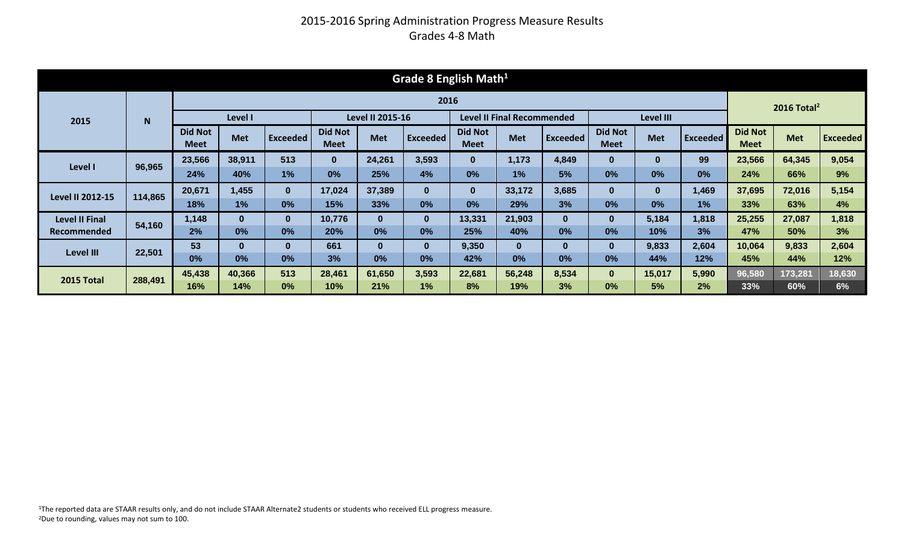# 2015-2016 Spring Administration Progress Measure Results
## Grades 4-8 Math

| Grade 8 English Math[1] | | | | | | | | | | | | | | | | |
|---|---|---|---|---|---|---|---|---|---|---|---|---|---|---|---|---|
| 2015 | N | 2016 | | | | | | | | | | | | 2016 Total[2] | | |
| | | Level I | | | Level II 2015-16 | | | Level II Final Recommended | | | Level III | | | | | |
| | | Did Not Meet | Met | Exceeded | Did Not Meet | Met | Exceeded | Did Not Meet | Met | Exceeded | Did Not Meet | Met | Exceeded | Did Not Meet | Met | Exceeded |
| Level I | 96,965 | 23,566 | 38,911 | 513 | 0 | 24,261 | 3,593 | 0 | 1,173 | 4,849 | 0 | 0 | 99 | 23,566 | 64,345 | 9,054 |
| | | 24% | 40% | 1% | 0% | 25% | 4% | 0% | 1% | 5% | 0% | 0% | 0% | 24% | 66% | 9% |
| Level II 2012-15 | 114,865 | 20,671 | 1,455 | 0 | 17,024 | 37,389 | 0 | 0 | 33,172 | 3,685 | 0 | 0 | 1,469 | 37,695 | 72,016 | 5,154 |
| | | 18% | 1% | 0% | 15% | 33% | 0% | 0% | 29% | 3% | 0% | 0% | 1% | 33% | 63% | 4% |
| Level II Final Recommended | 54,160 | 1,148 | 0 | 0 | 10,776 | 0 | 0 | 13,331 | 21,903 | 0 | 0 | 5,184 | 1,818 | 25,255 | 27,087 | 1,818 |
| | | 2% | 0% | 0% | 20% | 0% | 0% | 25% | 40% | 0% | 0% | 10% | 3% | 47% | 50% | 3% |
| Level III | 22,501 | 53 | 0 | 0 | 661 | 0 | 0 | 9,350 | 0 | 0 | 0 | 9,833 | 2,604 | 10,064 | 9,833 | 2,604 |
| | | 0% | 0% | 0% | 3% | 0% | 0% | 42% | 0% | 0% | 0% | 44% | 12% | 45% | 44% | 12% |
| 2015 Total | 288,491 | 45,438 | 40,366 | 513 | 28,461 | 61,650 | 3,593 | 22,681 | 56,248 | 8,534 | 0 | 15,017 | 5,990 | 96,580 | 173,281 | 18,630 |
| | | 16% | 14% | 0% | 10% | 21% | 1% | 8% | 19% | 3% | 0% | 5% | 2% | 33% | 60% | 6% |

[1]The reported data are STAAR results only, and do not include STAAR Alternate2 students or students who received ELL progress measure.
[2]Due to rounding, values may not sum to 100.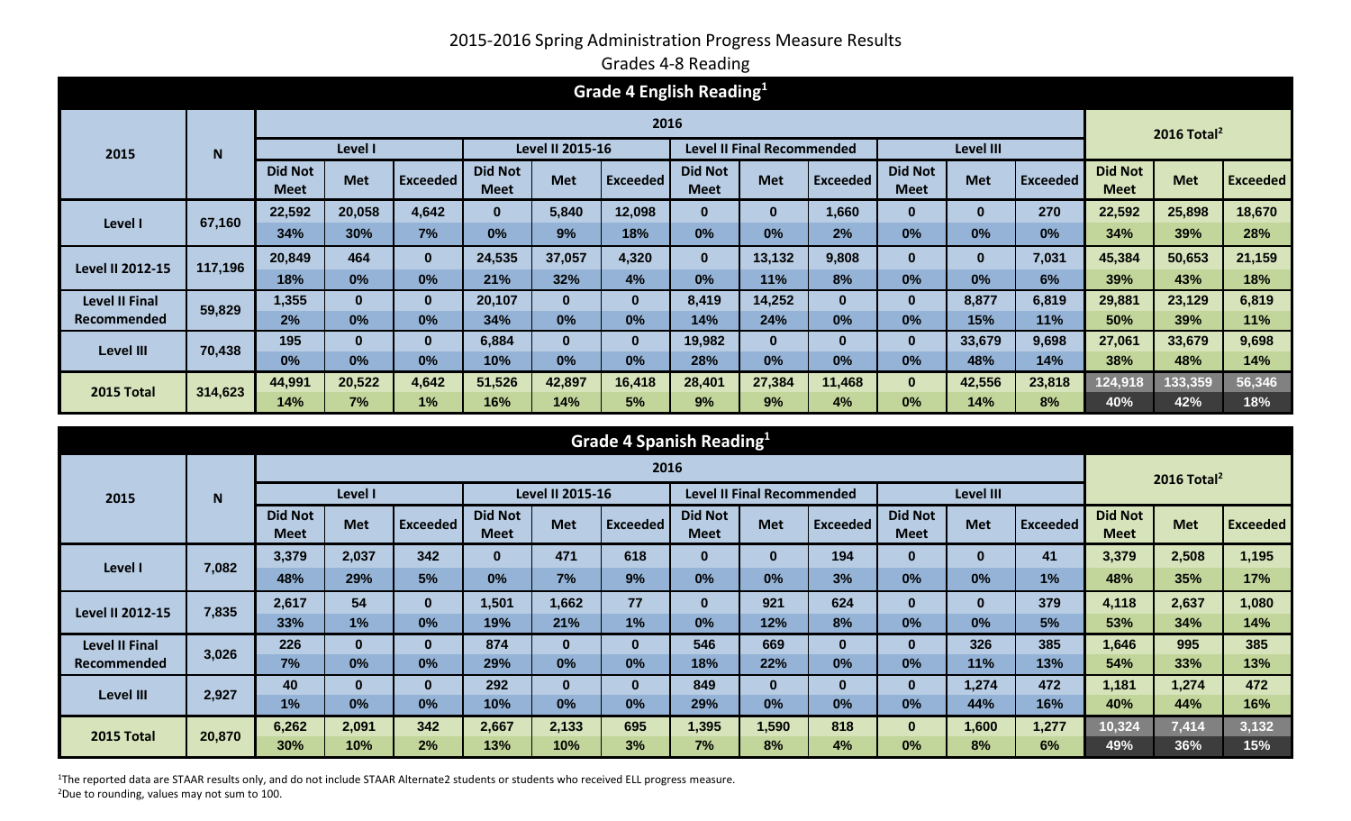# 2015-2016 Spring Administration Progress Measure Results

## Grades 4-8 Reading

### Grade 4 English Reading[1]

| 2015 | N | 2016 | | | | | | | | | | | | 2016 Total[2] | | |
|---|---|---|---|---|---|---|---|---|---|---|---|---|---|---|---|---|
| | | Level I | | | Level II 2015-16 | | | Level II Final Recommended | | | Level III | | | | | |
| | | Did Not Meet | Met | Exceeded | Did Not Meet | Met | Exceeded | Did Not Meet | Met | Exceeded | Did Not Meet | Met | Exceeded | Did Not Meet | Met | Exceeded |
| Level I | 67,160 | 22,592 | 20,058 | 4,642 | 0 | 5,840 | 12,098 | 0 | 0 | 1,660 | 0 | 0 | 270 | 22,592 | 25,898 | 18,670 |
| | | 34% | 30% | 7% | 0% | 9% | 18% | 0% | 0% | 2% | 0% | 0% | 0% | 34% | 39% | 28% |
| Level II 2012-15 | 117,196 | 20,849 | 464 | 0 | 24,535 | 37,057 | 4,320 | 0 | 13,132 | 9,808 | 0 | 0 | 7,031 | 45,384 | 50,653 | 21,159 |
| | | 18% | 0% | 0% | 21% | 32% | 4% | 0% | 11% | 8% | 0% | 0% | 6% | 39% | 43% | 18% |
| Level II Final Recommended | 59,829 | 1,355 | 0 | 0 | 20,107 | 0 | 0 | 8,419 | 14,252 | 0 | 0 | 8,877 | 6,819 | 29,881 | 23,129 | 6,819 |
| | | 2% | 0% | 0% | 34% | 0% | 0% | 14% | 24% | 0% | 0% | 15% | 11% | 50% | 39% | 11% |
| Level III | 70,438 | 195 | 0 | 0 | 6,884 | 0 | 0 | 19,982 | 0 | 0 | 0 | 33,679 | 9,698 | 27,061 | 33,679 | 9,698 |
| | | 0% | 0% | 0% | 10% | 0% | 0% | 28% | 0% | 0% | 0% | 48% | 14% | 38% | 48% | 14% |
| 2015 Total | 314,623 | 44,991 | 20,522 | 4,642 | 51,526 | 42,897 | 16,418 | 28,401 | 27,384 | 11,468 | 0 | 42,556 | 23,818 | 124,918 | 133,359 | 56,346 |
| | | 14% | 7% | 1% | 16% | 14% | 5% | 9% | 9% | 4% | 0% | 14% | 8% | 40% | 42% | 18% |

### Grade 4 Spanish Reading[1]

| 2015 | N | 2016 | | | | | | | | | | | | 2016 Total[2] | | |
|---|---|---|---|---|---|---|---|---|---|---|---|---|---|---|---|---|
| | | Level I | | | Level II 2015-16 | | | Level II Final Recommended | | | Level III | | | | | |
| | | Did Not Meet | Met | Exceeded | Did Not Meet | Met | Exceeded | Did Not Meet | Met | Exceeded | Did Not Meet | Met | Exceeded | Did Not Meet | Met | Exceeded |
| Level I | 7,082 | 3,379 | 2,037 | 342 | 0 | 471 | 618 | 0 | 0 | 194 | 0 | 0 | 41 | 3,379 | 2,508 | 1,195 |
| | | 48% | 29% | 5% | 0% | 7% | 9% | 0% | 0% | 3% | 0% | 0% | 1% | 48% | 35% | 17% |
| Level II 2012-15 | 7,835 | 2,617 | 54 | 0 | 1,501 | 1,662 | 77 | 0 | 921 | 624 | 0 | 0 | 379 | 4,118 | 2,637 | 1,080 |
| | | 33% | 1% | 0% | 19% | 21% | 1% | 0% | 12% | 8% | 0% | 0% | 5% | 53% | 34% | 14% |
| Level II Final Recommended | 3,026 | 226 | 0 | 0 | 874 | 0 | 0 | 546 | 669 | 0 | 0 | 326 | 385 | 1,646 | 995 | 385 |
| | | 7% | 0% | 0% | 29% | 0% | 0% | 18% | 22% | 0% | 0% | 11% | 13% | 54% | 33% | 13% |
| Level III | 2,927 | 40 | 0 | 0 | 292 | 0 | 0 | 849 | 0 | 0 | 0 | 1,274 | 472 | 1,181 | 1,274 | 472 |
| | | 1% | 0% | 0% | 10% | 0% | 0% | 29% | 0% | 0% | 0% | 44% | 16% | 40% | 44% | 16% |
| 2015 Total | 20,870 | 6,262 | 2,091 | 342 | 2,667 | 2,133 | 695 | 1,395 | 1,590 | 818 | 0 | 1,600 | 1,277 | 10,324 | 7,414 | 3,132 |
| | | 30% | 10% | 2% | 13% | 10% | 3% | 7% | 8% | 4% | 0% | 8% | 6% | 49% | 36% | 15% |

[1]The reported data are STAAR results only, and do not include STAAR Alternate2 students or students who received ELL progress measure.
[2]Due to rounding, values may not sum to 100.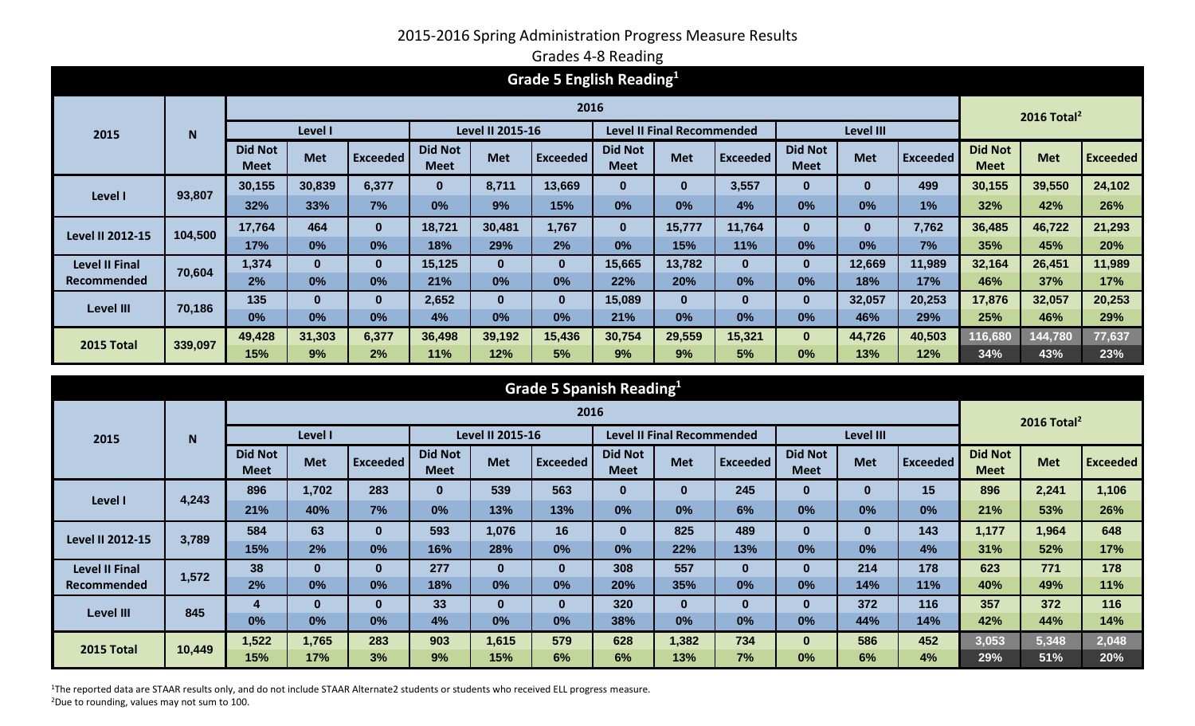2015-2016 Spring Administration Progress Measure Results

Grades 4-8 Reading

## Grade 5 English Reading[1]

| 2015 | N | 2016 | | | | | | | | | | | | 2016 Total[2] | | |
|---|---|---|---|---|---|---|---|---|---|---|---|---|---|---|---|---|
| | | Level I | | | Level II 2015-16 | | | Level II Final Recommended | | | Level III | | | | | |
| | | Did Not Meet | Met | Exceeded | Did Not Meet | Met | Exceeded | Did Not Meet | Met | Exceeded | Did Not Meet | Met | Exceeded | Did Not Meet | Met | Exceeded |
| Level I | 93,807 | 30,155 | 30,839 | 6,377 | 0 | 8,711 | 13,669 | 0 | 0 | 3,557 | 0 | 0 | 499 | 30,155 | 39,550 | 24,102 |
| | | 32% | 33% | 7% | 0% | 9% | 15% | 0% | 0% | 4% | 0% | 0% | 1% | 32% | 42% | 26% |
| Level II 2012-15 | 104,500 | 17,764 | 464 | 0 | 18,721 | 30,481 | 1,767 | 0 | 15,777 | 11,764 | 0 | 0 | 7,762 | 36,485 | 46,722 | 21,293 |
| | | 17% | 0% | 0% | 18% | 29% | 2% | 0% | 15% | 11% | 0% | 0% | 7% | 35% | 45% | 20% |
| Level II Final Recommended | 70,604 | 1,374 | 0 | 0 | 15,125 | 0 | 0 | 15,665 | 13,782 | 0 | 0 | 12,669 | 11,989 | 32,164 | 26,451 | 11,989 |
| | | 2% | 0% | 0% | 21% | 0% | 0% | 22% | 20% | 0% | 0% | 18% | 17% | 46% | 37% | 17% |
| Level III | 70,186 | 135 | 0 | 0 | 2,652 | 0 | 0 | 15,089 | 0 | 0 | 0 | 32,057 | 20,253 | 17,876 | 32,057 | 20,253 |
| | | 0% | 0% | 0% | 4% | 0% | 0% | 21% | 0% | 0% | 0% | 46% | 29% | 25% | 46% | 29% |
| 2015 Total | 339,097 | 49,428 | 31,303 | 6,377 | 36,498 | 39,192 | 15,436 | 30,754 | 29,559 | 15,321 | 0 | 44,726 | 40,503 | 116,680 | 144,780 | 77,637 |
| | | 15% | 9% | 2% | 11% | 12% | 5% | 9% | 9% | 5% | 0% | 13% | 12% | 34% | 43% | 23% |

## Grade 5 Spanish Reading[1]

| 2015 | N | 2016 | | | | | | | | | | | | 2016 Total[2] | | |
|---|---|---|---|---|---|---|---|---|---|---|---|---|---|---|---|---|
| | | Level I | | | Level II 2015-16 | | | Level II Final Recommended | | | Level III | | | | | |
| | | Did Not Meet | Met | Exceeded | Did Not Meet | Met | Exceeded | Did Not Meet | Met | Exceeded | Did Not Meet | Met | Exceeded | Did Not Meet | Met | Exceeded |
| Level I | 4,243 | 896 | 1,702 | 283 | 0 | 539 | 563 | 0 | 0 | 245 | 0 | 0 | 15 | 896 | 2,241 | 1,106 |
| | | 21% | 40% | 7% | 0% | 13% | 13% | 0% | 0% | 6% | 0% | 0% | 0% | 21% | 53% | 26% |
| Level II 2012-15 | 3,789 | 584 | 63 | 0 | 593 | 1,076 | 16 | 0 | 825 | 489 | 0 | 0 | 143 | 1,177 | 1,964 | 648 |
| | | 15% | 2% | 0% | 16% | 28% | 0% | 0% | 22% | 13% | 0% | 0% | 4% | 31% | 52% | 17% |
| Level II Final Recommended | 1,572 | 38 | 0 | 0 | 277 | 0 | 0 | 308 | 557 | 0 | 0 | 214 | 178 | 623 | 771 | 178 |
| | | 2% | 0% | 0% | 18% | 0% | 0% | 20% | 35% | 0% | 0% | 14% | 11% | 40% | 49% | 11% |
| Level III | 845 | 4 | 0 | 0 | 33 | 0 | 0 | 320 | 0 | 0 | 0 | 372 | 116 | 357 | 372 | 116 |
| | | 0% | 0% | 0% | 4% | 0% | 0% | 38% | 0% | 0% | 0% | 44% | 14% | 42% | 44% | 14% |
| 2015 Total | 10,449 | 1,522 | 1,765 | 283 | 903 | 1,615 | 579 | 628 | 1,382 | 734 | 0 | 586 | 452 | 3,053 | 5,348 | 2,048 |
| | | 15% | 17% | 3% | 9% | 15% | 6% | 6% | 13% | 7% | 0% | 6% | 4% | 29% | 51% | 20% |

[1]The reported data are STAAR results only, and do not include STAAR Alternate2 students or students who received ELL progress measure.
[2]Due to rounding, values may not sum to 100.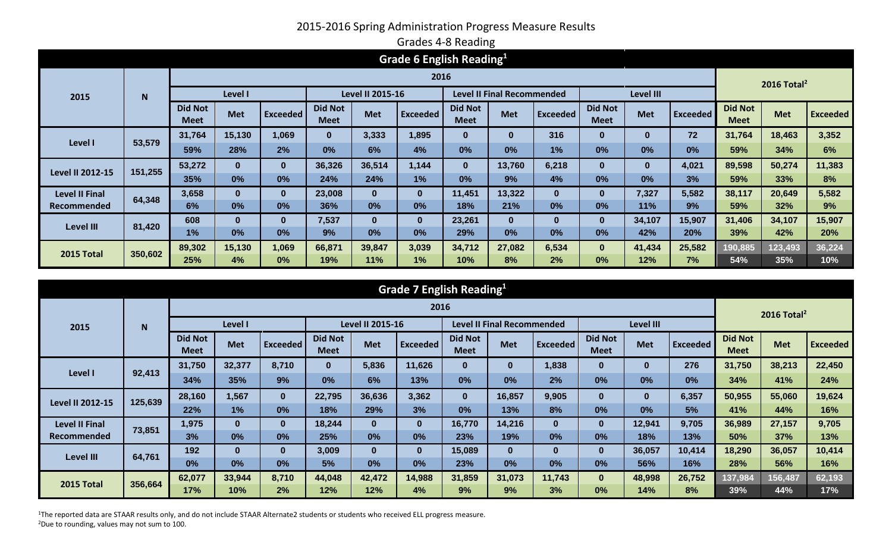# 2015-2016 Spring Administration Progress Measure Results

## Grades 4-8 Reading

### Grade 6 English Reading[1]

| 2015 | N | 2016 | | | | | | | | | | | | 2016 Total[2] | | |
|---|---|---|---|---|---|---|---|---|---|---|---|---|---|---|---|---|
| | | Level I | | | Level II 2015-16 | | | Level II Final Recommended | | | Level III | | | | | |
| | | Did Not Meet | Met | Exceeded | Did Not Meet | Met | Exceeded | Did Not Meet | Met | Exceeded | Did Not Meet | Met | Exceeded | Did Not Meet | Met | Exceeded |
| Level I | 53,579 | 31,764 | 15,130 | 1,069 | 0 | 3,333 | 1,895 | 0 | 0 | 316 | 0 | 0 | 72 | 31,764 | 18,463 | 3,352 |
| | | 59% | 28% | 2% | 0% | 6% | 4% | 0% | 0% | 1% | 0% | 0% | 0% | 59% | 34% | 6% |
| Level II 2012-15 | 151,255 | 53,272 | 0 | 0 | 36,326 | 36,514 | 1,144 | 0 | 13,760 | 6,218 | 0 | 0 | 4,021 | 89,598 | 50,274 | 11,383 |
| | | 35% | 0% | 0% | 24% | 24% | 1% | 0% | 9% | 4% | 0% | 0% | 3% | 59% | 33% | 8% |
| Level II Final Recommended | 64,348 | 3,658 | 0 | 0 | 23,008 | 0 | 0 | 11,451 | 13,322 | 0 | 0 | 7,327 | 5,582 | 38,117 | 20,649 | 5,582 |
| | | 6% | 0% | 0% | 36% | 0% | 0% | 18% | 21% | 0% | 0% | 11% | 9% | 59% | 32% | 9% |
| Level III | 81,420 | 608 | 0 | 0 | 7,537 | 0 | 0 | 23,261 | 0 | 0 | 0 | 34,107 | 15,907 | 31,406 | 34,107 | 15,907 |
| | | 1% | 0% | 0% | 9% | 0% | 0% | 29% | 0% | 0% | 0% | 42% | 20% | 39% | 42% | 20% |
| 2015 Total | 350,602 | 89,302 | 15,130 | 1,069 | 66,871 | 39,847 | 3,039 | 34,712 | 27,082 | 6,534 | 0 | 41,434 | 25,582 | 190,885 | 123,493 | 36,224 |
| | | 25% | 4% | 0% | 19% | 11% | 1% | 10% | 8% | 2% | 0% | 12% | 7% | 54% | 35% | 10% |

### Grade 7 English Reading[1]

| 2015 | N | 2016 | | | | | | | | | | | | 2016 Total[2] | | |
|---|---|---|---|---|---|---|---|---|---|---|---|---|---|---|---|---|
| | | Level I | | | Level II 2015-16 | | | Level II Final Recommended | | | Level III | | | | | |
| | | Did Not Meet | Met | Exceeded | Did Not Meet | Met | Exceeded | Did Not Meet | Met | Exceeded | Did Not Meet | Met | Exceeded | Did Not Meet | Met | Exceeded |
| Level I | 92,413 | 31,750 | 32,377 | 8,710 | 0 | 5,836 | 11,626 | 0 | 0 | 1,838 | 0 | 0 | 276 | 31,750 | 38,213 | 22,450 |
| | | 34% | 35% | 9% | 0% | 6% | 13% | 0% | 0% | 2% | 0% | 0% | 0% | 34% | 41% | 24% |
| Level II 2012-15 | 125,639 | 28,160 | 1,567 | 0 | 22,795 | 36,636 | 3,362 | 0 | 16,857 | 9,905 | 0 | 0 | 6,357 | 50,955 | 55,060 | 19,624 |
| | | 22% | 1% | 0% | 18% | 29% | 3% | 0% | 13% | 8% | 0% | 0% | 5% | 41% | 44% | 16% |
| Level II Final Recommended | 73,851 | 1,975 | 0 | 0 | 18,244 | 0 | 0 | 16,770 | 14,216 | 0 | 0 | 12,941 | 9,705 | 36,989 | 27,157 | 9,705 |
| | | 3% | 0% | 0% | 25% | 0% | 0% | 23% | 19% | 0% | 0% | 18% | 13% | 50% | 37% | 13% |
| Level III | 64,761 | 192 | 0 | 0 | 3,009 | 0 | 0 | 15,089 | 0 | 0 | 0 | 36,057 | 10,414 | 18,290 | 36,057 | 10,414 |
| | | 0% | 0% | 0% | 5% | 0% | 0% | 23% | 0% | 0% | 0% | 56% | 16% | 28% | 56% | 16% |
| 2015 Total | 356,664 | 62,077 | 33,944 | 8,710 | 44,048 | 42,472 | 14,988 | 31,859 | 31,073 | 11,743 | 0 | 48,998 | 26,752 | 137,984 | 156,487 | 62,193 |
| | | 17% | 10% | 2% | 12% | 12% | 4% | 9% | 9% | 3% | 0% | 14% | 8% | 39% | 44% | 17% |

[1]The reported data are STAAR results only, and do not include STAAR Alternate2 students or students who received ELL progress measure.
[2]Due to rounding, values may not sum to 100.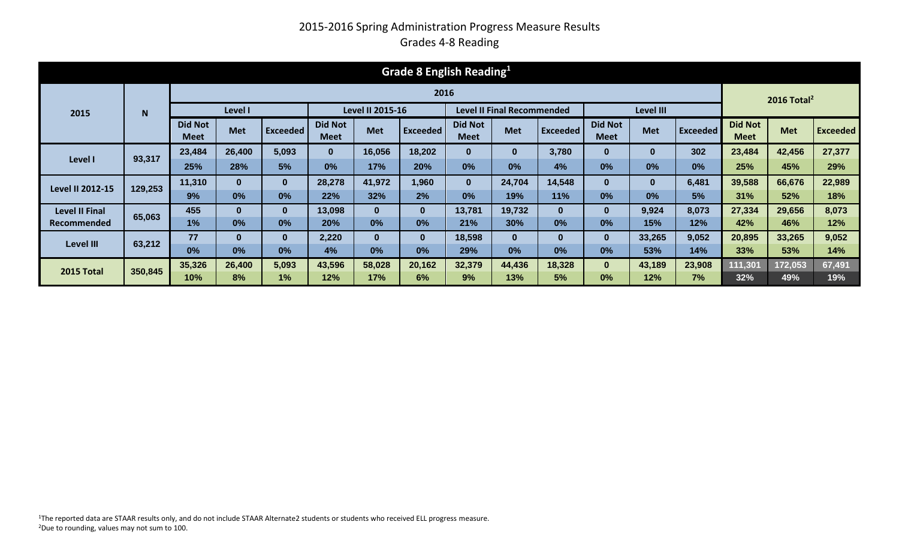# 2015-2016 Spring Administration Progress Measure Results

## Grades 4-8 Reading

| Grade 8 English Reading[1] | | | | | | | | | | | | | | | | |
|---|---|---|---|---|---|---|---|---|---|---|---|---|---|---|---|---|
| **2015** | **N** | **2016** | | | | | | | | | | | | **2016 Total[2]** | | |
| | | **Level I** | | | **Level II 2015-16** | | | **Level II Final Recommended** | | | **Level III** | | | | | |
| | | **Did Not Meet** | **Met** | **Exceeded** | **Did Not Meet** | **Met** | **Exceeded** | **Did Not Meet** | **Met** | **Exceeded** | **Did Not Meet** | **Met** | **Exceeded** | **Did Not Meet** | **Met** | **Exceeded** |
| **Level I** | 93,317 | 23,484 | 26,400 | 5,093 | 0 | 16,056 | 18,202 | 0 | 0 | 3,780 | 0 | 0 | 302 | 23,484 | 42,456 | 27,377 |
| | | 25% | 28% | 5% | 0% | 17% | 20% | 0% | 0% | 4% | 0% | 0% | 0% | 25% | 45% | 29% |
| **Level II 2012-15** | 129,253 | 11,310 | 0 | 0 | 28,278 | 41,972 | 1,960 | 0 | 24,704 | 14,548 | 0 | 0 | 6,481 | 39,588 | 66,676 | 22,989 |
| | | 9% | 0% | 0% | 22% | 32% | 2% | 0% | 19% | 11% | 0% | 0% | 5% | 31% | 52% | 18% |
| **Level II Final Recommended** | 65,063 | 455 | 0 | 0 | 13,098 | 0 | 0 | 13,781 | 19,732 | 0 | 0 | 9,924 | 8,073 | 27,334 | 29,656 | 8,073 |
| | | 1% | 0% | 0% | 20% | 0% | 0% | 21% | 30% | 0% | 0% | 15% | 12% | 42% | 46% | 12% |
| **Level III** | 63,212 | 77 | 0 | 0 | 2,220 | 0 | 0 | 18,598 | 0 | 0 | 0 | 33,265 | 9,052 | 20,895 | 33,265 | 9,052 |
| | | 0% | 0% | 0% | 4% | 0% | 0% | 29% | 0% | 0% | 0% | 53% | 14% | 33% | 53% | 14% |
| **2015 Total** | 350,845 | 35,326 | 26,400 | 5,093 | 43,596 | 58,028 | 20,162 | 32,379 | 44,436 | 18,328 | 0 | 43,189 | 23,908 | 111,301 | 172,053 | 67,491 |
| | | 10% | 8% | 1% | 12% | 17% | 6% | 9% | 13% | 5% | 0% | 12% | 7% | 32% | 49% | 19% |

[1]The reported data are STAAR results only, and do not include STAAR Alternate2 students or students who received ELL progress measure.
[2]Due to rounding, values may not sum to 100.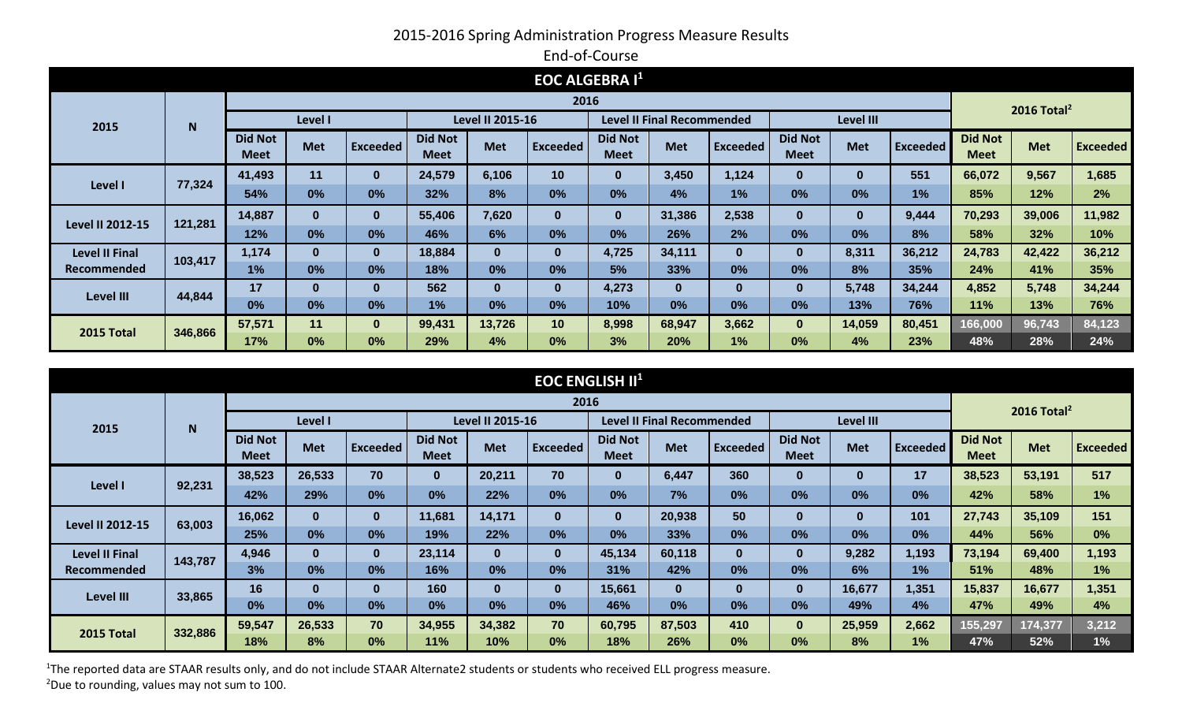2015-2016 Spring Administration Progress Measure Results

End-of-Course

## EOC ALGEBRA I[1]

| 2015 | N | 2016 | | | | | | | | | | | | 2016 Total[2] | | |
|---|---|---|---|---|---|---|---|---|---|---|---|---|---|---|---|---|
| | | Level I | | | Level II 2015-16 | | | Level II Final Recommended | | | Level III | | | | | |
| | | Did Not Meet | Met | Exceeded | Did Not Meet | Met | Exceeded | Did Not Meet | Met | Exceeded | Did Not Meet | Met | Exceeded | Did Not Meet | Met | Exceeded |
| Level I | 77,324 | 41,493 | 11 | 0 | 24,579 | 6,106 | 10 | 0 | 3,450 | 1,124 | 0 | 0 | 551 | 66,072 | 9,567 | 1,685 |
| | | 54% | 0% | 0% | 32% | 8% | 0% | 0% | 4% | 1% | 0% | 0% | 1% | 85% | 12% | 2% |
| Level II 2012-15 | 121,281 | 14,887 | 0 | 0 | 55,406 | 7,620 | 0 | 0 | 31,386 | 2,538 | 0 | 0 | 9,444 | 70,293 | 39,006 | 11,982 |
| | | 12% | 0% | 0% | 46% | 6% | 0% | 0% | 26% | 2% | 0% | 0% | 8% | 58% | 32% | 10% |
| Level II Final Recommended | 103,417 | 1,174 | 0 | 0 | 18,884 | 0 | 0 | 4,725 | 34,111 | 0 | 0 | 8,311 | 36,212 | 24,783 | 42,422 | 36,212 |
| | | 1% | 0% | 0% | 18% | 0% | 0% | 5% | 33% | 0% | 0% | 8% | 35% | 24% | 41% | 35% |
| Level III | 44,844 | 17 | 0 | 0 | 562 | 0 | 0 | 4,273 | 0 | 0 | 0 | 5,748 | 34,244 | 4,852 | 5,748 | 34,244 |
| | | 0% | 0% | 0% | 1% | 0% | 0% | 10% | 0% | 0% | 0% | 13% | 76% | 11% | 13% | 76% |
| 2015 Total | 346,866 | 57,571 | 11 | 0 | 99,431 | 13,726 | 10 | 8,998 | 68,947 | 3,662 | 0 | 14,059 | 80,451 | 166,000 | 96,743 | 84,123 |
| | | 17% | 0% | 0% | 29% | 4% | 0% | 3% | 20% | 1% | 0% | 4% | 23% | 48% | 28% | 24% |

## EOC ENGLISH II[1]

| 2015 | N | 2016 | | | | | | | | | | | | 2016 Total[2] | | |
|---|---|---|---|---|---|---|---|---|---|---|---|---|---|---|---|---|
| | | Level I | | | Level II 2015-16 | | | Level II Final Recommended | | | Level III | | | | | |
| | | Did Not Meet | Met | Exceeded | Did Not Meet | Met | Exceeded | Did Not Meet | Met | Exceeded | Did Not Meet | Met | Exceeded | Did Not Meet | Met | Exceeded |
| Level I | 92,231 | 38,523 | 26,533 | 70 | 0 | 20,211 | 70 | 0 | 6,447 | 360 | 0 | 0 | 17 | 38,523 | 53,191 | 517 |
| | | 42% | 29% | 0% | 0% | 22% | 0% | 0% | 7% | 0% | 0% | 0% | 0% | 42% | 58% | 1% |
| Level II 2012-15 | 63,003 | 16,062 | 0 | 0 | 11,681 | 14,171 | 0 | 0 | 20,938 | 50 | 0 | 0 | 101 | 27,743 | 35,109 | 151 |
| | | 25% | 0% | 0% | 19% | 22% | 0% | 0% | 33% | 0% | 0% | 0% | 0% | 44% | 56% | 0% |
| Level II Final Recommended | 143,787 | 4,946 | 0 | 0 | 23,114 | 0 | 0 | 45,134 | 60,118 | 0 | 0 | 9,282 | 1,193 | 73,194 | 69,400 | 1,193 |
| | | 3% | 0% | 0% | 16% | 0% | 0% | 31% | 42% | 0% | 0% | 6% | 1% | 51% | 48% | 1% |
| Level III | 33,865 | 16 | 0 | 0 | 160 | 0 | 0 | 15,661 | 0 | 0 | 0 | 16,677 | 1,351 | 15,837 | 16,677 | 1,351 |
| | | 0% | 0% | 0% | 0% | 0% | 0% | 46% | 0% | 0% | 0% | 49% | 4% | 47% | 49% | 4% |
| 2015 Total | 332,886 | 59,547 | 26,533 | 70 | 34,955 | 34,382 | 70 | 60,795 | 87,503 | 410 | 0 | 25,959 | 2,662 | 155,297 | 174,377 | 3,212 |
| | | 18% | 8% | 0% | 11% | 10% | 0% | 18% | 26% | 0% | 0% | 8% | 1% | 47% | 52% | 1% |

[1]The reported data are STAAR results only, and do not include STAAR Alternate2 students or students who received ELL progress measure.

[2]Due to rounding, values may not sum to 100.